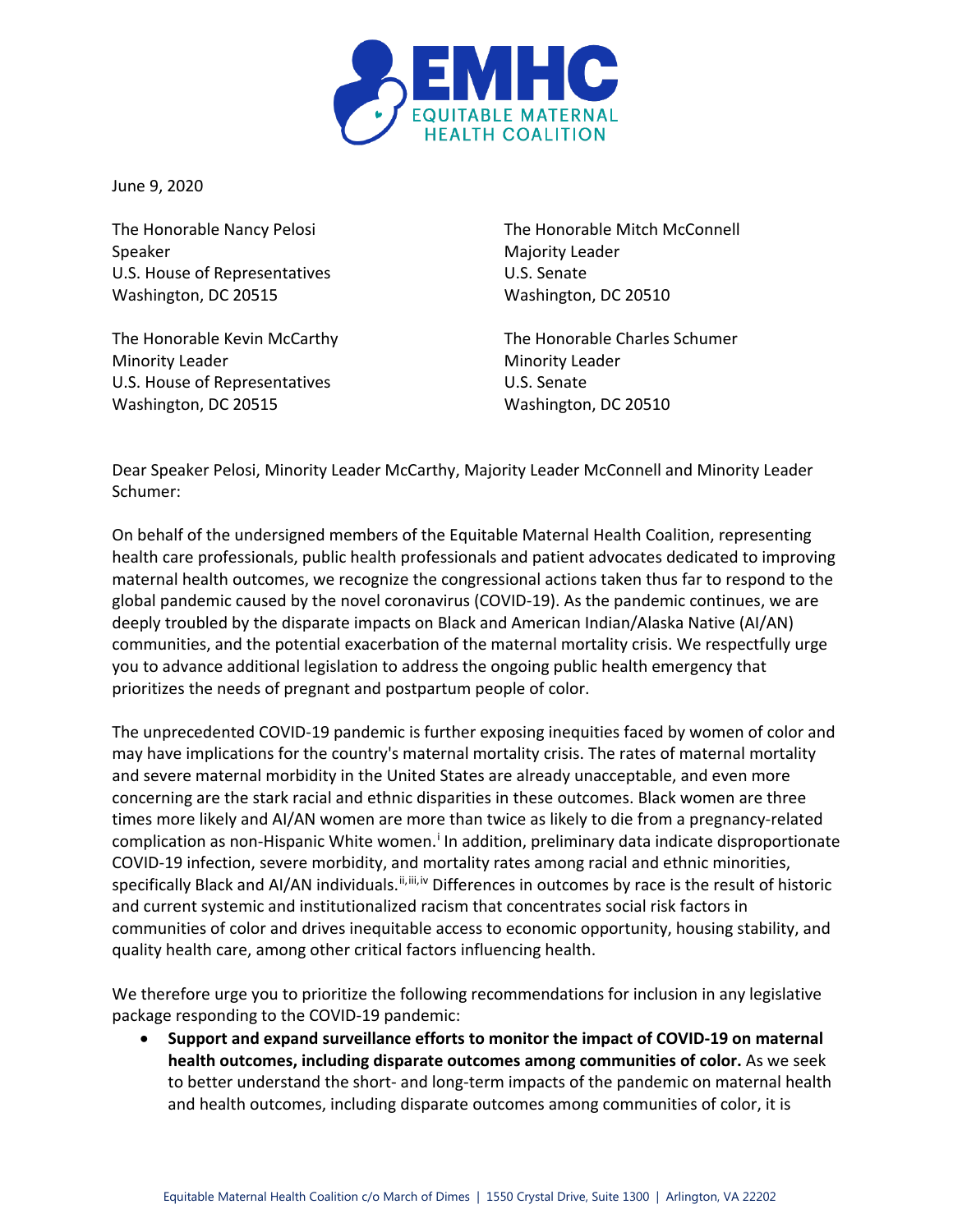**EMHC**
EQUITABLE MATERNAL HEALTH COALITION

June 9, 2020

The Honorable Nancy Pelosi
Speaker
U.S. House of Representatives
Washington, DC 20515

The Honorable Kevin McCarthy
Minority Leader
U.S. House of Representatives
Washington, DC 20515

The Honorable Mitch McConnell
Majority Leader
U.S. Senate
Washington, DC 20510

The Honorable Charles Schumer
Minority Leader
U.S. Senate
Washington, DC 20510

Dear Speaker Pelosi, Minority Leader McCarthy, Majority Leader McConnell and Minority Leader Schumer:

On behalf of the undersigned members of the Equitable Maternal Health Coalition, representing health care professionals, public health professionals and patient advocates dedicated to improving maternal health outcomes, we recognize the congressional actions taken thus far to respond to the global pandemic caused by the novel coronavirus (COVID-19). As the pandemic continues, we are deeply troubled by the disparate impacts on Black and American Indian/Alaska Native (AI/AN) communities, and the potential exacerbation of the maternal mortality crisis. We respectfully urge you to advance additional legislation to address the ongoing public health emergency that prioritizes the needs of pregnant and postpartum people of color.

The unprecedented COVID-19 pandemic is further exposing inequities faced by women of color and may have implications for the country's maternal mortality crisis. The rates of maternal mortality and severe maternal morbidity in the United States are already unacceptable, and even more concerning are the stark racial and ethnic disparities in these outcomes. Black women are three times more likely and AI/AN women are more than twice as likely to die from a pregnancy-related complication as non-Hispanic White women.[i] In addition, preliminary data indicate disproportionate COVID-19 infection, severe morbidity, and mortality rates among racial and ethnic minorities, specifically Black and AI/AN individuals.[ii,iii,iv] Differences in outcomes by race is the result of historic and current systemic and institutionalized racism that concentrates social risk factors in communities of color and drives inequitable access to economic opportunity, housing stability, and quality health care, among other critical factors influencing health.

We therefore urge you to prioritize the following recommendations for inclusion in any legislative package responding to the COVID-19 pandemic:

- **Support and expand surveillance efforts to monitor the impact of COVID-19 on maternal health outcomes, including disparate outcomes among communities of color.** As we seek to better understand the short- and long-term impacts of the pandemic on maternal health and health outcomes, including disparate outcomes among communities of color, it is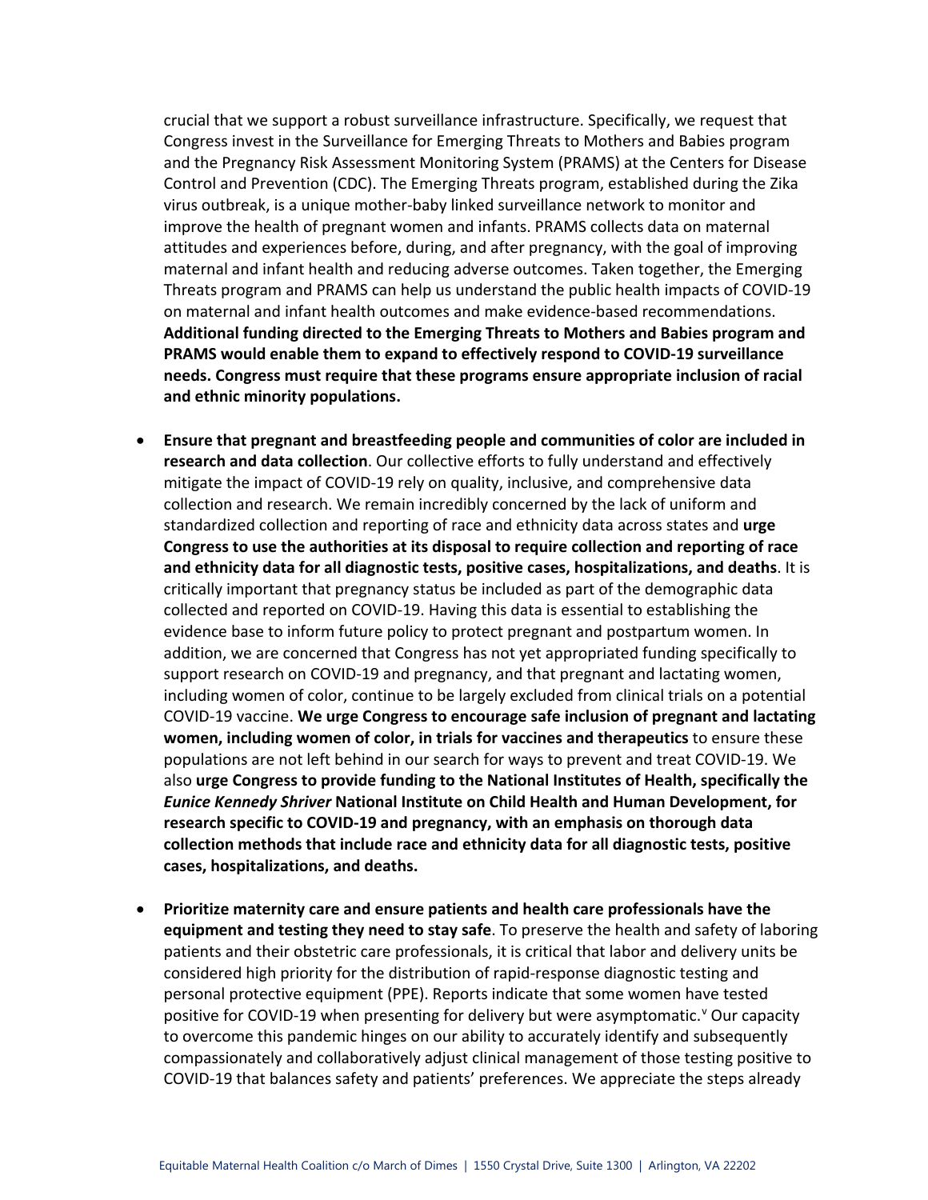crucial that we support a robust surveillance infrastructure. Specifically, we request that Congress invest in the Surveillance for Emerging Threats to Mothers and Babies program and the Pregnancy Risk Assessment Monitoring System (PRAMS) at the Centers for Disease Control and Prevention (CDC). The Emerging Threats program, established during the Zika virus outbreak, is a unique mother-baby linked surveillance network to monitor and improve the health of pregnant women and infants. PRAMS collects data on maternal attitudes and experiences before, during, and after pregnancy, with the goal of improving maternal and infant health and reducing adverse outcomes. Taken together, the Emerging Threats program and PRAMS can help us understand the public health impacts of COVID-19 on maternal and infant health outcomes and make evidence-based recommendations. **Additional funding directed to the Emerging Threats to Mothers and Babies program and PRAMS would enable them to expand to effectively respond to COVID-19 surveillance needs. Congress must require that these programs ensure appropriate inclusion of racial and ethnic minority populations.**

- **Ensure that pregnant and breastfeeding people and communities of color are included in research and data collection**. Our collective efforts to fully understand and effectively mitigate the impact of COVID-19 rely on quality, inclusive, and comprehensive data collection and research. We remain incredibly concerned by the lack of uniform and standardized collection and reporting of race and ethnicity data across states and **urge Congress to use the authorities at its disposal to require collection and reporting of race and ethnicity data for all diagnostic tests, positive cases, hospitalizations, and deaths**. It is critically important that pregnancy status be included as part of the demographic data collected and reported on COVID-19. Having this data is essential to establishing the evidence base to inform future policy to protect pregnant and postpartum women. In addition, we are concerned that Congress has not yet appropriated funding specifically to support research on COVID-19 and pregnancy, and that pregnant and lactating women, including women of color, continue to be largely excluded from clinical trials on a potential COVID-19 vaccine. **We urge Congress to encourage safe inclusion of pregnant and lactating women, including women of color, in trials for vaccines and therapeutics** to ensure these populations are not left behind in our search for ways to prevent and treat COVID-19. We also **urge Congress to provide funding to the National Institutes of Health, specifically the *Eunice Kennedy Shriver* National Institute on Child Health and Human Development, for research specific to COVID-19 and pregnancy, with an emphasis on thorough data collection methods that include race and ethnicity data for all diagnostic tests, positive cases, hospitalizations, and deaths.**

- **Prioritize maternity care and ensure patients and health care professionals have the equipment and testing they need to stay safe**. To preserve the health and safety of laboring patients and their obstetric care professionals, it is critical that labor and delivery units be considered high priority for the distribution of rapid-response diagnostic testing and personal protective equipment (PPE). Reports indicate that some women have tested positive for COVID-19 when presenting for delivery but were asymptomatic.[v] Our capacity to overcome this pandemic hinges on our ability to accurately identify and subsequently compassionately and collaboratively adjust clinical management of those testing positive to COVID-19 that balances safety and patients' preferences. We appreciate the steps already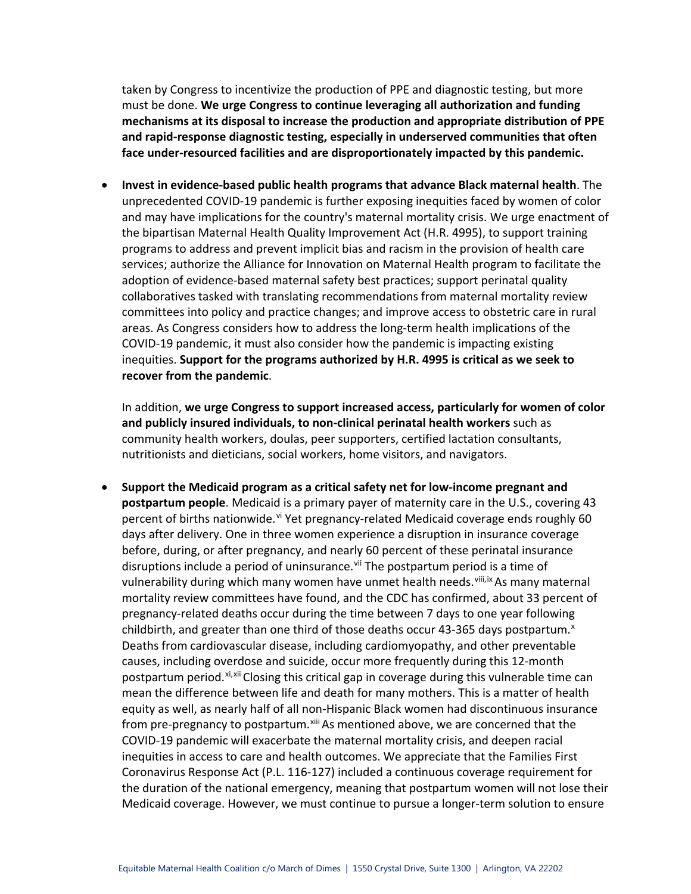taken by Congress to incentivize the production of PPE and diagnostic testing, but more must be done. **We urge Congress to continue leveraging all authorization and funding mechanisms at its disposal to increase the production and appropriate distribution of PPE and rapid-response diagnostic testing, especially in underserved communities that often face under-resourced facilities and are disproportionately impacted by this pandemic.**

- **Invest in evidence-based public health programs that advance Black maternal health**. The unprecedented COVID-19 pandemic is further exposing inequities faced by women of color and may have implications for the country's maternal mortality crisis. We urge enactment of the bipartisan Maternal Health Quality Improvement Act (H.R. 4995), to support training programs to address and prevent implicit bias and racism in the provision of health care services; authorize the Alliance for Innovation on Maternal Health program to facilitate the adoption of evidence-based maternal safety best practices; support perinatal quality collaboratives tasked with translating recommendations from maternal mortality review committees into policy and practice changes; and improve access to obstetric care in rural areas. As Congress considers how to address the long-term health implications of the COVID-19 pandemic, it must also consider how the pandemic is impacting existing inequities. **Support for the programs authorized by H.R. 4995 is critical as we seek to recover from the pandemic**.

  In addition, **we urge Congress to support increased access, particularly for women of color and publicly insured individuals, to non-clinical perinatal health workers** such as community health workers, doulas, peer supporters, certified lactation consultants, nutritionists and dieticians, social workers, home visitors, and navigators.

- **Support the Medicaid program as a critical safety net for low-income pregnant and postpartum people**. Medicaid is a primary payer of maternity care in the U.S., covering 43 percent of births nationwide.[vi] Yet pregnancy-related Medicaid coverage ends roughly 60 days after delivery. One in three women experience a disruption in insurance coverage before, during, or after pregnancy, and nearly 60 percent of these perinatal insurance disruptions include a period of uninsurance.[vii] The postpartum period is a time of vulnerability during which many women have unmet health needs.[viii,ix] As many maternal mortality review committees have found, and the CDC has confirmed, about 33 percent of pregnancy-related deaths occur during the time between 7 days to one year following childbirth, and greater than one third of those deaths occur 43-365 days postpartum.[x] Deaths from cardiovascular disease, including cardiomyopathy, and other preventable causes, including overdose and suicide, occur more frequently during this 12-month postpartum period.[xi,xii] Closing this critical gap in coverage during this vulnerable time can mean the difference between life and death for many mothers. This is a matter of health equity as well, as nearly half of all non-Hispanic Black women had discontinuous insurance from pre-pregnancy to postpartum.[xiii] As mentioned above, we are concerned that the COVID-19 pandemic will exacerbate the maternal mortality crisis, and deepen racial inequities in access to care and health outcomes. We appreciate that the Families First Coronavirus Response Act (P.L. 116-127) included a continuous coverage requirement for the duration of the national emergency, meaning that postpartum women will not lose their Medicaid coverage. However, we must continue to pursue a longer-term solution to ensure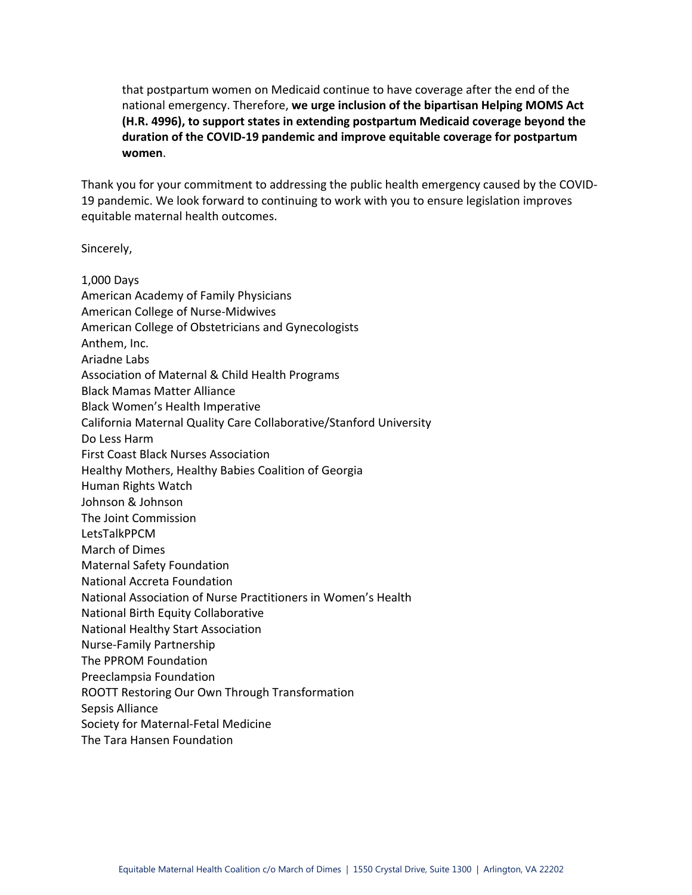that postpartum women on Medicaid continue to have coverage after the end of the national emergency. Therefore, **we urge inclusion of the bipartisan Helping MOMS Act (H.R. 4996), to support states in extending postpartum Medicaid coverage beyond the duration of the COVID-19 pandemic and improve equitable coverage for postpartum women**.

Thank you for your commitment to addressing the public health emergency caused by the COVID-19 pandemic. We look forward to continuing to work with you to ensure legislation improves equitable maternal health outcomes.

Sincerely,

1,000 Days
American Academy of Family Physicians
American College of Nurse-Midwives
American College of Obstetricians and Gynecologists
Anthem, Inc.
Ariadne Labs
Association of Maternal & Child Health Programs
Black Mamas Matter Alliance
Black Women's Health Imperative
California Maternal Quality Care Collaborative/Stanford University
Do Less Harm
First Coast Black Nurses Association
Healthy Mothers, Healthy Babies Coalition of Georgia
Human Rights Watch
Johnson & Johnson
The Joint Commission
LetsTalkPPCM
March of Dimes
Maternal Safety Foundation
National Accreta Foundation
National Association of Nurse Practitioners in Women's Health
National Birth Equity Collaborative
National Healthy Start Association
Nurse-Family Partnership
The PPROM Foundation
Preeclampsia Foundation
ROOTT Restoring Our Own Through Transformation
Sepsis Alliance
Society for Maternal-Fetal Medicine
The Tara Hansen Foundation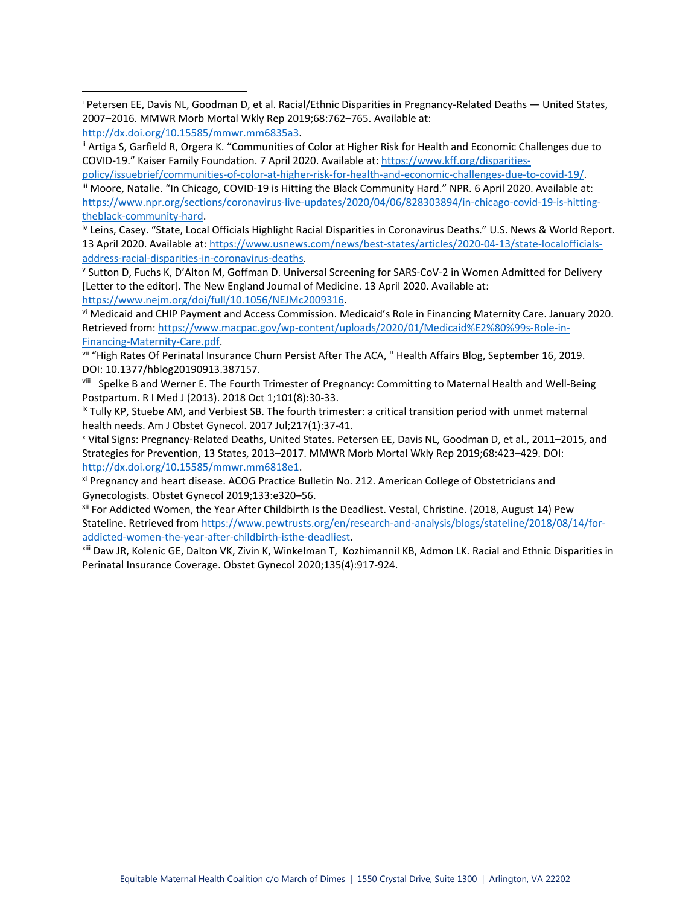[i] Petersen EE, Davis NL, Goodman D, et al. Racial/Ethnic Disparities in Pregnancy-Related Deaths — United States, 2007–2016. MMWR Morb Mortal Wkly Rep 2019;68:762–765. Available at: http://dx.doi.org/10.15585/mmwr.mm6835a3.

[ii] Artiga S, Garfield R, Orgera K. "Communities of Color at Higher Risk for Health and Economic Challenges due to COVID-19." Kaiser Family Foundation. 7 April 2020. Available at: https://www.kff.org/disparities-policy/issuebrief/communities-of-color-at-higher-risk-for-health-and-economic-challenges-due-to-covid-19/.

[iii] Moore, Natalie. "In Chicago, COVID-19 is Hitting the Black Community Hard." NPR. 6 April 2020. Available at: https://www.npr.org/sections/coronavirus-live-updates/2020/04/06/828303894/in-chicago-covid-19-is-hitting-theblack-community-hard.

[iv] Leins, Casey. "State, Local Officials Highlight Racial Disparities in Coronavirus Deaths." U.S. News & World Report. 13 April 2020. Available at: https://www.usnews.com/news/best-states/articles/2020-04-13/state-localofficials-address-racial-disparities-in-coronavirus-deaths.

[v] Sutton D, Fuchs K, D'Alton M, Goffman D. Universal Screening for SARS-CoV-2 in Women Admitted for Delivery [Letter to the editor]. The New England Journal of Medicine. 13 April 2020. Available at: https://www.nejm.org/doi/full/10.1056/NEJMc2009316.

[vi] Medicaid and CHIP Payment and Access Commission. Medicaid's Role in Financing Maternity Care. January 2020. Retrieved from: https://www.macpac.gov/wp-content/uploads/2020/01/Medicaid%E2%80%99s-Role-in-Financing-Maternity-Care.pdf.

[vii] "High Rates Of Perinatal Insurance Churn Persist After The ACA, " Health Affairs Blog, September 16, 2019. DOI: 10.1377/hblog20190913.387157.

[viii] Spelke B and Werner E. The Fourth Trimester of Pregnancy: Committing to Maternal Health and Well-Being Postpartum. R I Med J (2013). 2018 Oct 1;101(8):30-33.

[ix] Tully KP, Stuebe AM, and Verbiest SB. The fourth trimester: a critical transition period with unmet maternal health needs. Am J Obstet Gynecol. 2017 Jul;217(1):37-41.

[x] Vital Signs: Pregnancy-Related Deaths, United States. Petersen EE, Davis NL, Goodman D, et al., 2011–2015, and Strategies for Prevention, 13 States, 2013–2017. MMWR Morb Mortal Wkly Rep 2019;68:423–429. DOI: http://dx.doi.org/10.15585/mmwr.mm6818e1.

[xi] Pregnancy and heart disease. ACOG Practice Bulletin No. 212. American College of Obstetricians and Gynecologists. Obstet Gynecol 2019;133:e320–56.

[xii] For Addicted Women, the Year After Childbirth Is the Deadliest. Vestal, Christine. (2018, August 14) Pew Stateline. Retrieved from https://www.pewtrusts.org/en/research-and-analysis/blogs/stateline/2018/08/14/for-addicted-women-the-year-after-childbirth-isthe-deadliest.

[xiii] Daw JR, Kolenic GE, Dalton VK, Zivin K, Winkelman T, Kozhimannil KB, Admon LK. Racial and Ethnic Disparities in Perinatal Insurance Coverage. Obstet Gynecol 2020;135(4):917-924.

Equitable Maternal Health Coalition c/o March of Dimes | 1550 Crystal Drive, Suite 1300 | Arlington, VA 22202